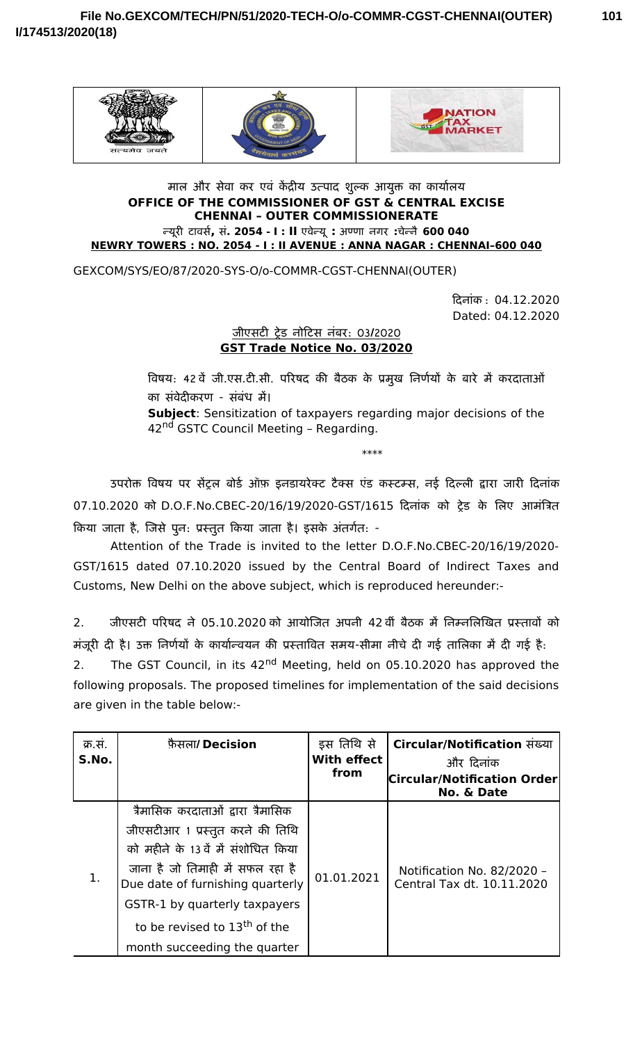माल और सेवा कर एवं केंद्रीय उत्पाद शुल्क आयुक्त का कार्यालय

**OFFICE OF THE COMMISSIONER OF GST & CENTRAL EXCISE**
**CHENNAI – OUTER COMMISSIONERATE**

न्यूरी टावर्स, सं. **2054 - I : II** एवेन्यू : अण्णा नगर :चेन्नै **600 040**

**NEWRY TOWERS : NO. 2054 - I : II AVENUE : ANNA NAGAR : CHENNAI–600 040**

GEXCOM/SYS/EO/87/2020-SYS-O/o-COMMR-CGST-CHENNAI(OUTER)

दिनांक : 04.12.2020
Dated: 04.12.2020

जीएसटी ट्रेड नोटिस नंबर: 03/2020

**GST Trade Notice No. 03/2020**

विषय: 42 वें जी.एस.टी.सी. परिषद की बैठक के प्रमुख निर्णयों के बारे में करदाताओं का संवेदीकरण - संबंध में।

**Subject**: Sensitization of taxpayers regarding major decisions of the 42nd GSTC Council Meeting – Regarding.

\*\*\*\*

उपरोक्त विषय पर सेंट्रल बोर्ड ऑफ़ इनडायरेक्ट टैक्स एंड कस्टम्स, नई दिल्ली द्वारा जारी दिनांक 07.10.2020 को D.O.F.No.CBEC-20/16/19/2020-GST/1615 दिनांक को ट्रेड के लिए आमंत्रित किया जाता है, जिसे पुनः प्रस्तुत किया जाता है। इसके अंतर्गतः -

Attention of the Trade is invited to the letter D.O.F.No.CBEC-20/16/19/2020-GST/1615 dated 07.10.2020 issued by the Central Board of Indirect Taxes and Customs, New Delhi on the above subject, which is reproduced hereunder:-

2. जीएसटी परिषद ने 05.10.2020 को आयोजित अपनी 42 वीं बैठक में निम्नलिखित प्रस्तावों को मंजूरी दी है। उक्त निर्णयों के कार्यान्वयन की प्रस्तावित समय-सीमा नीचे दी गई तालिका में दी गई है:

2. The GST Council, in its 42nd Meeting, held on 05.10.2020 has approved the following proposals. The proposed timelines for implementation of the said decisions are given in the table below:-

| क्र.सं. S.No. | फ़ैसला/ **Decision** | इस तिथि से **With effect from** | **Circular/Notification** संख्या और दिनांक **Circular/Notification Order No. & Date** |
|---|---|---|---|
| 1. | त्रैमासिक करदाताओं द्वारा त्रैमासिक जीएसटीआर 1 प्रस्तुत करने की तिथि को महीने के 13 वें में संशोधित किया जाना है जो तिमाही में सफल रहा है Due date of furnishing quarterly GSTR-1 by quarterly taxpayers to be revised to 13th of the month succeeding the quarter | 01.01.2021 | Notification No. 82/2020 – Central Tax dt. 10.11.2020 |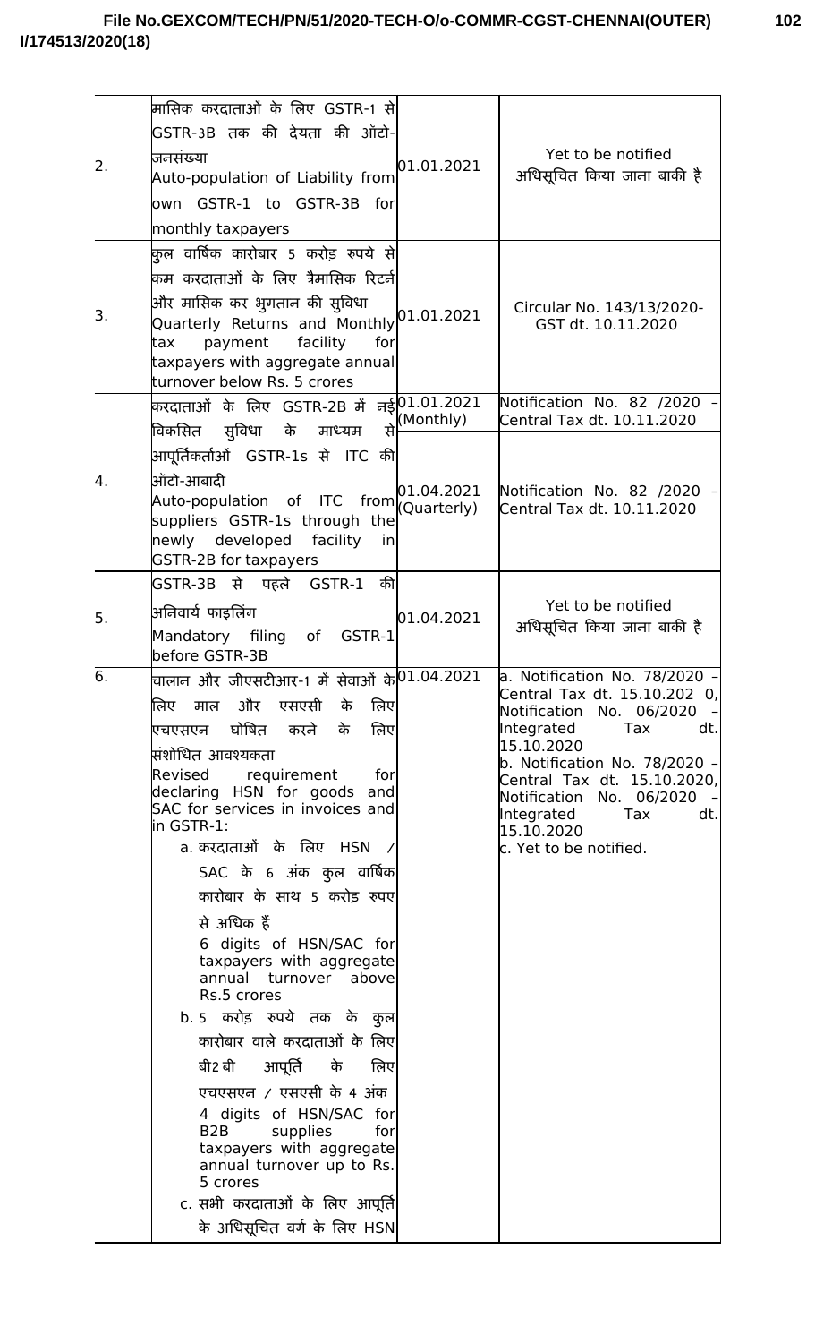| 2. | मासिक करदाताओं के लिए GSTR-1 से GSTR-3B तक की देयता की ऑटो-जनसंख्या<br>Auto-population of Liability from own GSTR-1 to GSTR-3B for monthly taxpayers | 01.01.2021 | Yet to be notified<br>अधिसूचित किया जाना बाकी है |
|---|---|---|---|
| 3. | कुल वार्षिक कारोबार 5 करोड़ रुपये से कम करदाताओं के लिए त्रैमासिक रिटर्न और मासिक कर भुगतान की सुविधा<br>Quarterly Returns and Monthly tax payment facility for taxpayers with aggregate annual turnover below Rs. 5 crores | 01.01.2021 | Circular No. 143/13/2020-GST dt. 10.11.2020 |
| 4. | करदाताओं के लिए GSTR-2B में नई विकसित सुविधा के माध्यम से आपूर्तिकर्ताओं GSTR-1s से ITC की ऑटो-आबादी<br>Auto-population of ITC from suppliers GSTR-1s through the newly developed facility in GSTR-2B for taxpayers | 01.01.2021 (Monthly) | Notification No. 82 /2020 – Central Tax dt. 10.11.2020 |
| | | 01.04.2021 (Quarterly) | Notification No. 82 /2020 – Central Tax dt. 10.11.2020 |
| 5. | GSTR-3B से पहले GSTR-1 की अनिवार्य फाइलिंग<br>Mandatory filing of GSTR-1 before GSTR-3B | 01.04.2021 | Yet to be notified<br>अधिसूचित किया जाना बाकी है |
| 6. | चालान और जीएसटीआर-1 में सेवाओं के लिए माल और एसएसी के लिए एचएसएन घोषित करने के लिए संशोधित आवश्यकता<br>Revised requirement for declaring HSN for goods and SAC for services in invoices and in GSTR-1:<br>a. करदाताओं के लिए HSN / SAC के 6 अंक कुल वार्षिक कारोबार के साथ 5 करोड़ रुपए से अधिक हैं<br>6 digits of HSN/SAC for taxpayers with aggregate annual turnover above Rs.5 crores<br>b. 5 करोड़ रुपये तक के कुल कारोबार वाले करदाताओं के लिए बी2बी आपूर्ति के लिए एचएसएन / एसएसी के 4 अंक<br>4 digits of HSN/SAC for B2B supplies for taxpayers with aggregate annual turnover up to Rs. 5 crores<br>c. सभी करदाताओं के लिए आपूर्ति के अधिसूचित वर्ग के लिए HSN | 01.04.2021 | a. Notification No. 78/2020 – Central Tax dt. 15.10.202 0, Notification No. 06/2020 – Integrated Tax dt. 15.10.2020<br>b. Notification No. 78/2020 – Central Tax dt. 15.10.2020, Notification No. 06/2020 – Integrated Tax dt. 15.10.2020<br>c. Yet to be notified. |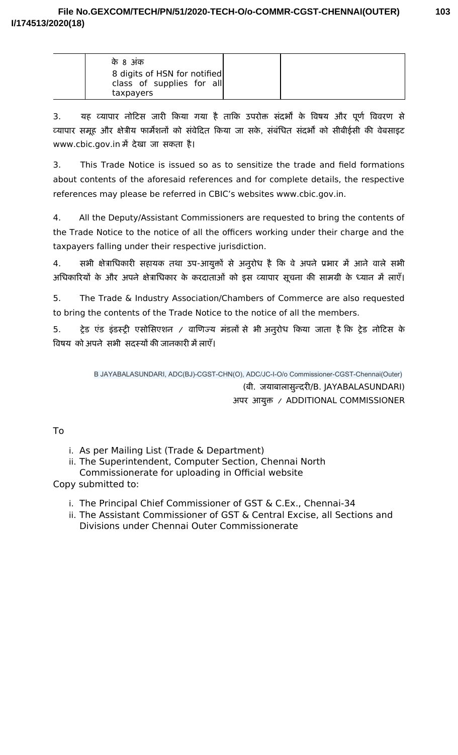| | | | |
|---|---|---|---|
| | के 8 अंक<br>8 digits of HSN for notified class of supplies for all taxpayers | | |

3. यह व्यापार नोटिस जारी किया गया है ताकि उपरोक्त संदर्भों के विषय और पूर्ण विवरण से व्यापार समूह और क्षेत्रीय फार्मेशनों को संवेदित किया जा सके, संबंधित संदर्भों को सीबीईसी की वेबसाइट www.cbic.gov.in में देखा जा सकता है।

3. This Trade Notice is issued so as to sensitize the trade and field formations about contents of the aforesaid references and for complete details, the respective references may please be referred in CBIC's websites www.cbic.gov.in.

4. All the Deputy/Assistant Commissioners are requested to bring the contents of the Trade Notice to the notice of all the officers working under their charge and the taxpayers falling under their respective jurisdiction.

4. सभी क्षेत्राधिकारी सहायक तथा उप-आयुक्तों से अनुरोध है कि वे अपने प्रभार में आने वाले सभी अधिकारियों के और अपने क्षेत्राधिकार के करदाताओं को इस व्यापार सूचना की सामग्री के ध्यान में लाएँ।

5. The Trade & Industry Association/Chambers of Commerce are also requested to bring the contents of the Trade Notice to the notice of all the members.

5. ट्रेड एंड इंडस्ट्री एसोसिएशन / वाणिज्य मंडलों से भी अनुरोध किया जाता है कि ट्रेड नोटिस के विषय को अपने सभी सदस्यों की जानकारी में लाएँ।

B JAYABALASUNDARI, ADC(BJ)-CGST-CHN(O), ADC/JC-I-O/o Commissioner-CGST-Chennai(Outer)

(बी. जयाबालासुन्दरी/B. JAYABALASUNDARI)
अपर आयुक्त / ADDITIONAL COMMISSIONER

To

i. As per Mailing List (Trade & Department)
ii. The Superintendent, Computer Section, Chennai North Commissionerate for uploading in Official website

Copy submitted to:

i. The Principal Chief Commissioner of GST & C.Ex., Chennai-34
ii. The Assistant Commissioner of GST & Central Excise, all Sections and Divisions under Chennai Outer Commissionerate